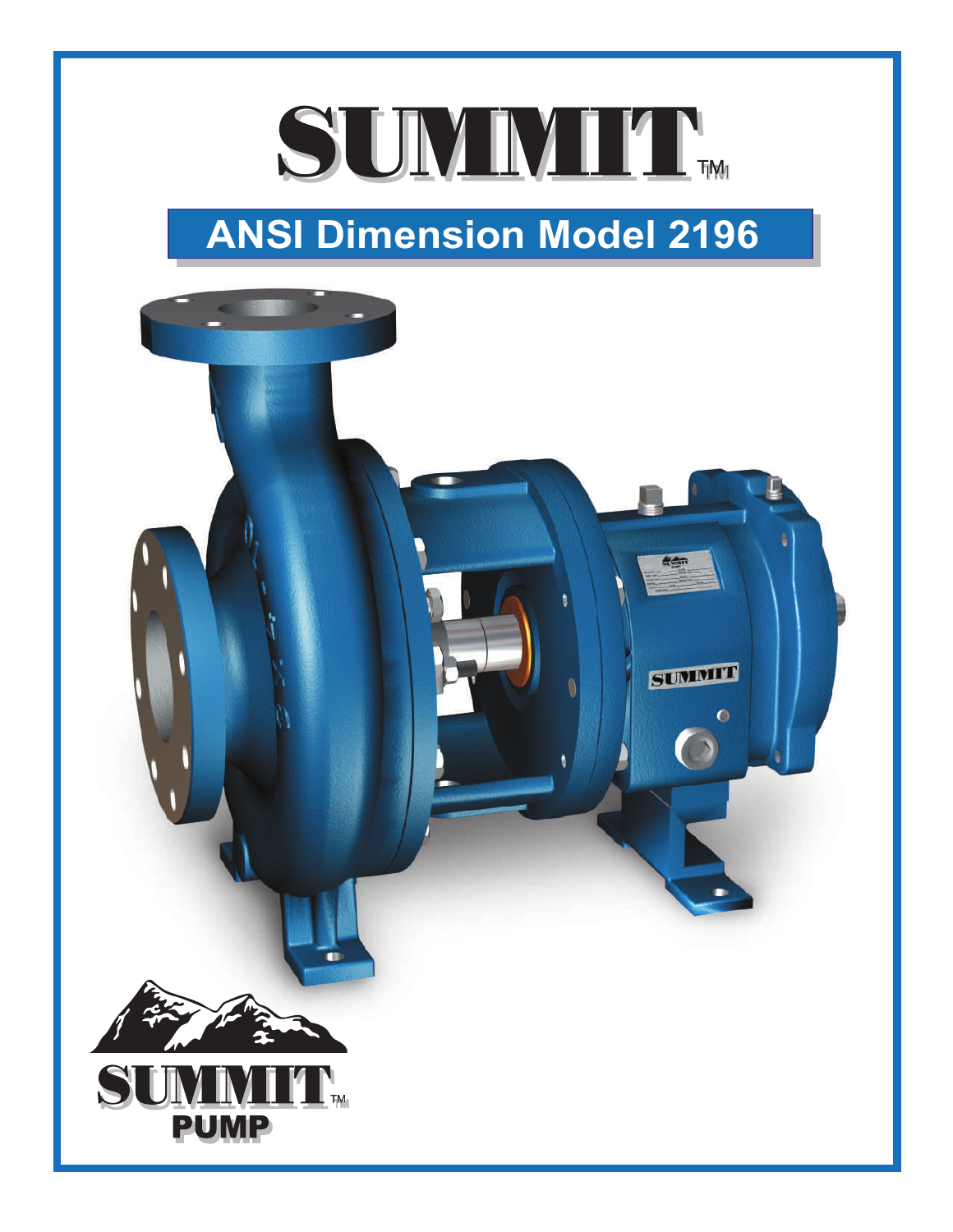# SUMMIT™

## ANSI Dimension Model 2196

SUMMIT™
PUMP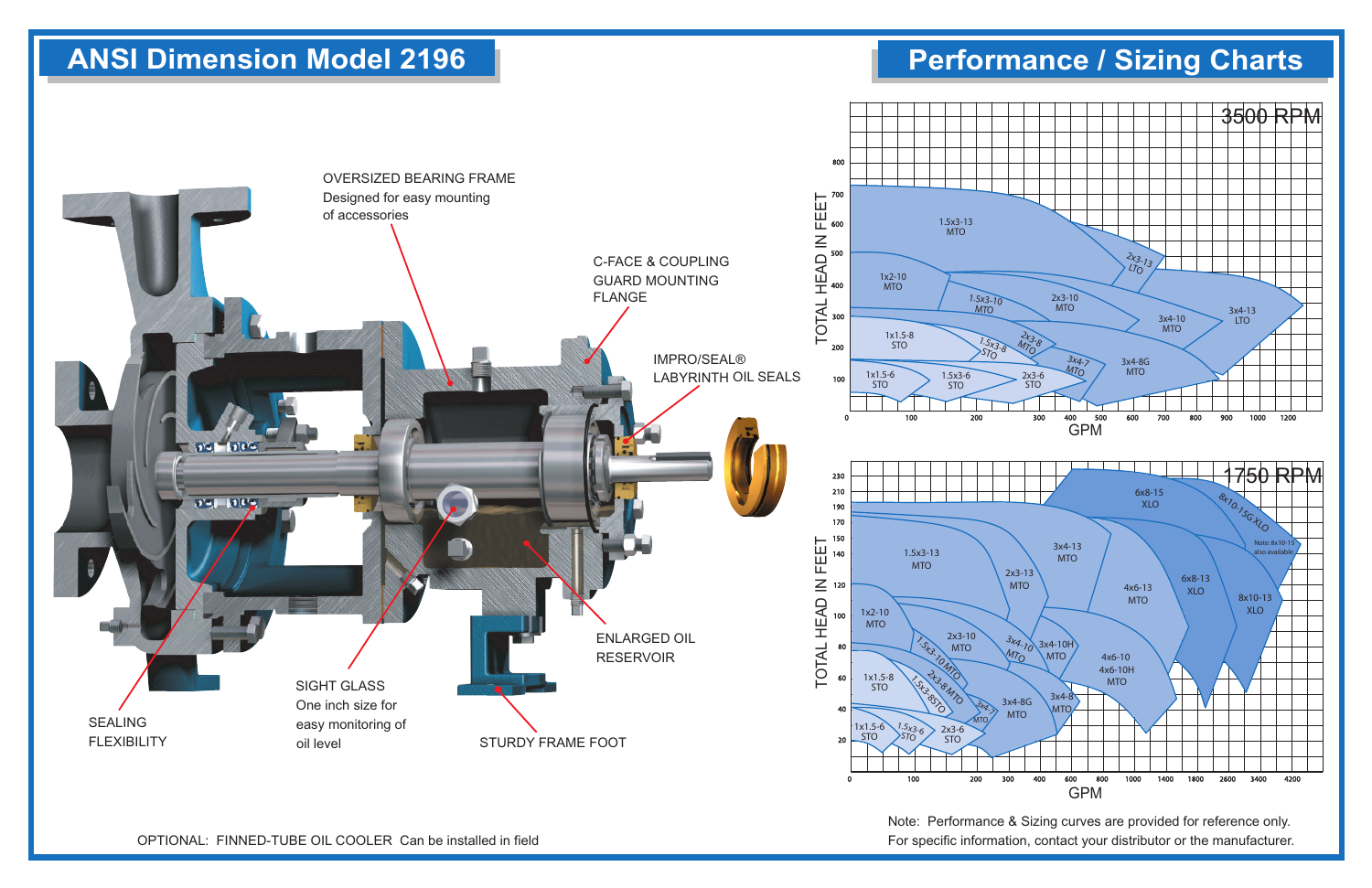## ANSI Dimension Model 2196

OVERSIZED BEARING FRAME
Designed for easy mounting of accessories

C-FACE & COUPLING GUARD MOUNTING FLANGE

IMPRO/SEAL® LABYRINTH OIL SEALS

ENLARGED OIL RESERVOIR

SIGHT GLASS
One inch size for easy monitoring of oil level

STURDY FRAME FOOT

SEALING FLEXIBILITY

OPTIONAL: FINNED-TUBE OIL COOLER Can be installed in field

## Performance / Sizing Charts

**3500 RPM**

TOTAL HEAD IN FEET (0–800) vs. GPM (0–1200)

Curves: 1.5x3-13 MTO; 2x3-13 LTO; 1x2-10 MTO; 1.5x3-10 MTO; 2x3-10 MTO; 3x4-10 MTO; 3x4-13 LTO; 1x1.5-8 STO; 1.5x3-8 STO; 2x3-8 MTO; 3x4-7 MTO; 3x4-8G MTO; 1x1.5-6 STO; 1.5x3-6 STO; 2x3-6 STO

**1750 RPM**

TOTAL HEAD IN FEET (0–230) vs. GPM (0–4200)

Curves: 6x8-15 XLO; 8x10-15G XLO; 1.5x3-13 MTO; 3x4-13 MTO; 2x3-13 MTO; 4x6-13 MTO; 6x8-13 XLO; 8x10-13 XLO; 1x2-10 MTO; 2x3-10 MTO; 1.5x3-10 MTO; 3x4-10 MTO; 3x4-10H MTO; 4x6-10 / 4x6-10H MTO; 1x1.5-8 STO; 2x3-8 MTO; 1.5x3-8 STO; 3x4-7 MTO; 3x4-8G MTO; 3x4-8 MTO; 1x1.5-6 STO; 1.5x3-6 STO; 2x3-6 STO

Note: 8x10-15 also available

Note: Performance & Sizing curves are provided for reference only. For specific information, contact your distributor or the manufacturer.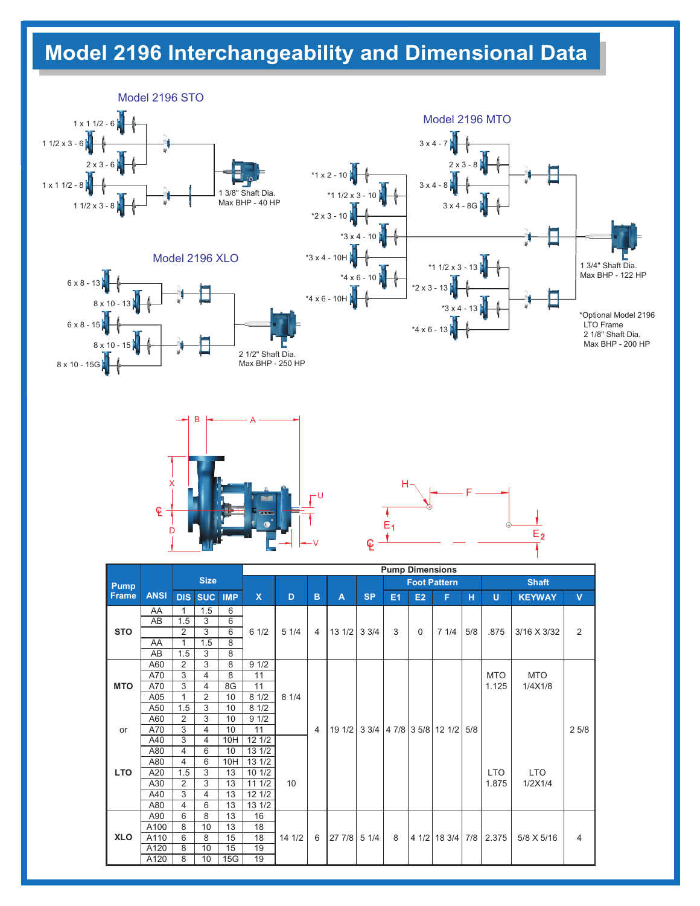# Model 2196 Interchangeability and Dimensional Data

## Model 2196 STO

1 x 1 1/2 - 6
1 1/2 x 3 - 6
2 x 3 - 6
1 x 1 1/2 - 8
1 1/2 x 3 - 8

1 3/8" Shaft Dia.
Max BHP - 40 HP

## Model 2196 MTO

3 x 4 - 7
2 x 3 - 8
3 x 4 - 8
3 x 4 - 8G
*1 x 2 - 10
*1 1/2 x 3 - 10
*2 x 3 - 10
*3 x 4 - 10
*3 x 4 - 10H
*4 x 6 - 10
*4 x 6 - 10H
*1 1/2 x 3 - 13
*2 x 3 - 13
*3 x 4 - 13
*4 x 6 - 13

1 3/4" Shaft Dia.
Max BHP - 122 HP

*Optional Model 2196 LTO Frame
2 1/8" Shaft Dia.
Max BHP - 200 HP

## Model 2196 XLO

6 x 8 - 13
8 x 10 - 13
6 x 8 - 15
8 x 10 - 15
8 x 10 - 15G

2 1/2" Shaft Dia.
Max BHP - 250 HP

B
A
X
℄
D
U
V
H
F
$E_1$
$E_2$
℄

| Pump Frame | ANSI | Size | | | Pump Dimensions | | | | | | | | | | | |
|---|---|---|---|---|---|---|---|---|---|---|---|---|---|---|---|---|
| | | | | | | | | | | Foot Pattern | | | | Shaft | | |
| | | DIS | SUC | IMP | X | D | B | A | SP | E1 | E2 | F | H | U | KEYWAY | V |
| STO | AA | 1 | 1.5 | 6 | 6 1/2 | 5 1/4 | 4 | 13 1/2 | 3 3/4 | 3 | 0 | 7 1/4 | 5/8 | .875 | 3/16 X 3/32 | 2 |
| | AB | 1.5 | 3 | 6 | | | | | | | | | | | | |
| | | 2 | 3 | 6 | | | | | | | | | | | | |
| | AA | 1 | 1.5 | 8 | | | | | | | | | | | | |
| | AB | 1.5 | 3 | 8 | | | | | | | | | | | | |
| MTO or LTO | A60 | 2 | 3 | 8 | 9 1/2 | 8 1/4 | 4 | 19 1/2 | 3 3/4 | 4 7/8 | 3 5/8 | 12 1/2 | 5/8 | MTO 1.125 | MTO 1/4X1/8 | 2 5/8 |
| | A70 | 3 | 4 | 8 | 11 | | | | | | | | | | | |
| | A70 | 3 | 4 | 8G | 11 | | | | | | | | | | | |
| | A05 | 1 | 2 | 10 | 8 1/2 | | | | | | | | | | | |
| | A50 | 1.5 | 3 | 10 | 8 1/2 | | | | | | | | | | | |
| | A60 | 2 | 3 | 10 | 9 1/2 | | | | | | | | | | | |
| | A70 | 3 | 4 | 10 | 11 | | | | | | | | | | | |
| | A40 | 3 | 4 | 10H | 12 1/2 | 10 | | | | | | | | LTO 1.875 | LTO 1/2X1/4 | |
| | A80 | 4 | 6 | 10 | 13 1/2 | | | | | | | | | | | |
| | A80 | 4 | 6 | 10H | 13 1/2 | | | | | | | | | | | |
| | A20 | 1.5 | 3 | 13 | 10 1/2 | | | | | | | | | | | |
| | A30 | 2 | 3 | 13 | 11 1/2 | | | | | | | | | | | |
| | A40 | 3 | 4 | 13 | 12 1/2 | | | | | | | | | | | |
| | A80 | 4 | 6 | 13 | 13 1/2 | | | | | | | | | | | |
| XLO | A90 | 6 | 8 | 13 | 16 | 14 1/2 | 6 | 27 7/8 | 5 1/4 | 8 | 4 1/2 | 18 3/4 | 7/8 | 2.375 | 5/8 X 5/16 | 4 |
| | A100 | 8 | 10 | 13 | 18 | | | | | | | | | | | |
| | A110 | 6 | 8 | 15 | 18 | | | | | | | | | | | |
| | A120 | 8 | 10 | 15 | 19 | | | | | | | | | | | |
| | A120 | 8 | 10 | 15G | 19 | | | | | | | | | | | |